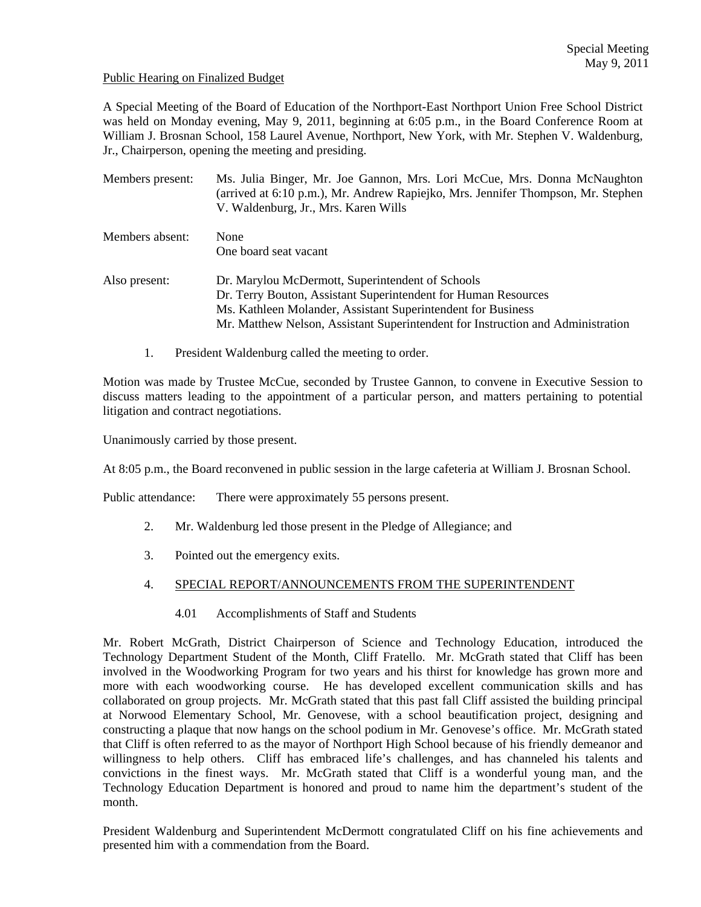Special Meeting
May 9, 2011

Public Hearing on Finalized Budget

A Special Meeting of the Board of Education of the Northport-East Northport Union Free School District was held on Monday evening, May 9, 2011, beginning at 6:05 p.m., in the Board Conference Room at William J. Brosnan School, 158 Laurel Avenue, Northport, New York, with Mr. Stephen V. Waldenburg, Jr., Chairperson, opening the meeting and presiding.

Members present: Ms. Julia Binger, Mr. Joe Gannon, Mrs. Lori McCue, Mrs. Donna McNaughton (arrived at 6:10 p.m.), Mr. Andrew Rapiejko, Mrs. Jennifer Thompson, Mr. Stephen V. Waldenburg, Jr., Mrs. Karen Wills

Members absent: None
One board seat vacant

Also present: Dr. Marylou McDermott, Superintendent of Schools
Dr. Terry Bouton, Assistant Superintendent for Human Resources
Ms. Kathleen Molander, Assistant Superintendent for Business
Mr. Matthew Nelson, Assistant Superintendent for Instruction and Administration

1. President Waldenburg called the meeting to order.

Motion was made by Trustee McCue, seconded by Trustee Gannon, to convene in Executive Session to discuss matters leading to the appointment of a particular person, and matters pertaining to potential litigation and contract negotiations.

Unanimously carried by those present.

At 8:05 p.m., the Board reconvened in public session in the large cafeteria at William J. Brosnan School.

Public attendance: There were approximately 55 persons present.

2. Mr. Waldenburg led those present in the Pledge of Allegiance; and

3. Pointed out the emergency exits.

4. SPECIAL REPORT/ANNOUNCEMENTS FROM THE SUPERINTENDENT

   4.01 Accomplishments of Staff and Students

Mr. Robert McGrath, District Chairperson of Science and Technology Education, introduced the Technology Department Student of the Month, Cliff Fratello. Mr. McGrath stated that Cliff has been involved in the Woodworking Program for two years and his thirst for knowledge has grown more and more with each woodworking course. He has developed excellent communication skills and has collaborated on group projects. Mr. McGrath stated that this past fall Cliff assisted the building principal at Norwood Elementary School, Mr. Genovese, with a school beautification project, designing and constructing a plaque that now hangs on the school podium in Mr. Genovese's office. Mr. McGrath stated that Cliff is often referred to as the mayor of Northport High School because of his friendly demeanor and willingness to help others. Cliff has embraced life's challenges, and has channeled his talents and convictions in the finest ways. Mr. McGrath stated that Cliff is a wonderful young man, and the Technology Education Department is honored and proud to name him the department's student of the month.

President Waldenburg and Superintendent McDermott congratulated Cliff on his fine achievements and presented him with a commendation from the Board.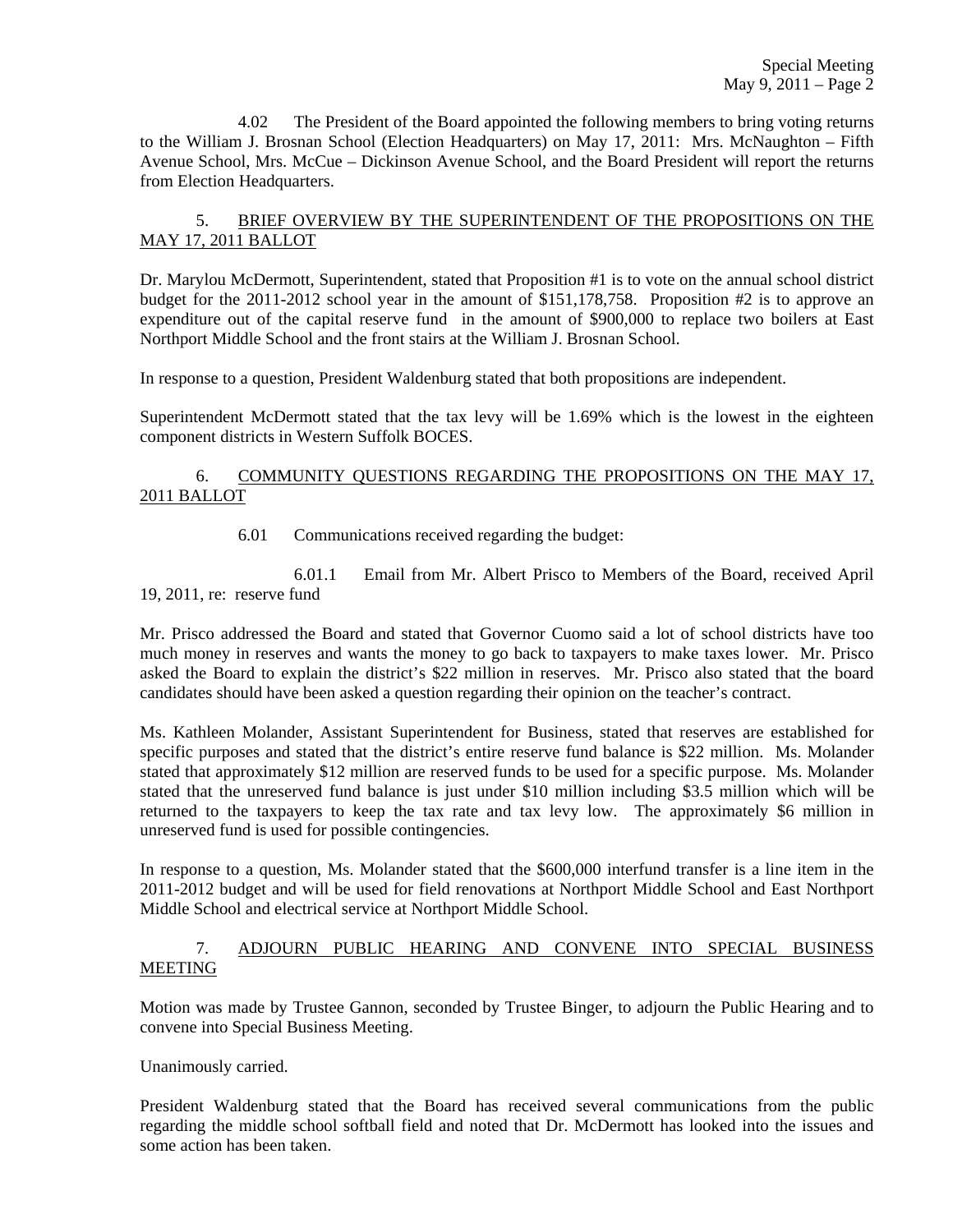4.02 The President of the Board appointed the following members to bring voting returns to the William J. Brosnan School (Election Headquarters) on May 17, 2011: Mrs. McNaughton – Fifth Avenue School, Mrs. McCue – Dickinson Avenue School, and the Board President will report the returns from Election Headquarters.

5. <u>BRIEF OVERVIEW BY THE SUPERINTENDENT OF THE PROPOSITIONS ON THE MAY 17, 2011 BALLOT</u>

Dr. Marylou McDermott, Superintendent, stated that Proposition #1 is to vote on the annual school district budget for the 2011-2012 school year in the amount of $151,178,758. Proposition #2 is to approve an expenditure out of the capital reserve fund in the amount of $900,000 to replace two boilers at East Northport Middle School and the front stairs at the William J. Brosnan School.

In response to a question, President Waldenburg stated that both propositions are independent.

Superintendent McDermott stated that the tax levy will be 1.69% which is the lowest in the eighteen component districts in Western Suffolk BOCES.

6. <u>COMMUNITY QUESTIONS REGARDING THE PROPOSITIONS ON THE MAY 17, 2011 BALLOT</u>

6.01 Communications received regarding the budget:

6.01.1 Email from Mr. Albert Prisco to Members of the Board, received April 19, 2011, re: reserve fund

Mr. Prisco addressed the Board and stated that Governor Cuomo said a lot of school districts have too much money in reserves and wants the money to go back to taxpayers to make taxes lower. Mr. Prisco asked the Board to explain the district's $22 million in reserves. Mr. Prisco also stated that the board candidates should have been asked a question regarding their opinion on the teacher's contract.

Ms. Kathleen Molander, Assistant Superintendent for Business, stated that reserves are established for specific purposes and stated that the district's entire reserve fund balance is $22 million. Ms. Molander stated that approximately $12 million are reserved funds to be used for a specific purpose. Ms. Molander stated that the unreserved fund balance is just under $10 million including $3.5 million which will be returned to the taxpayers to keep the tax rate and tax levy low. The approximately $6 million in unreserved fund is used for possible contingencies.

In response to a question, Ms. Molander stated that the $600,000 interfund transfer is a line item in the 2011-2012 budget and will be used for field renovations at Northport Middle School and East Northport Middle School and electrical service at Northport Middle School.

7. <u>ADJOURN PUBLIC HEARING AND CONVENE INTO SPECIAL BUSINESS MEETING</u>

Motion was made by Trustee Gannon, seconded by Trustee Binger, to adjourn the Public Hearing and to convene into Special Business Meeting.

Unanimously carried.

President Waldenburg stated that the Board has received several communications from the public regarding the middle school softball field and noted that Dr. McDermott has looked into the issues and some action has been taken.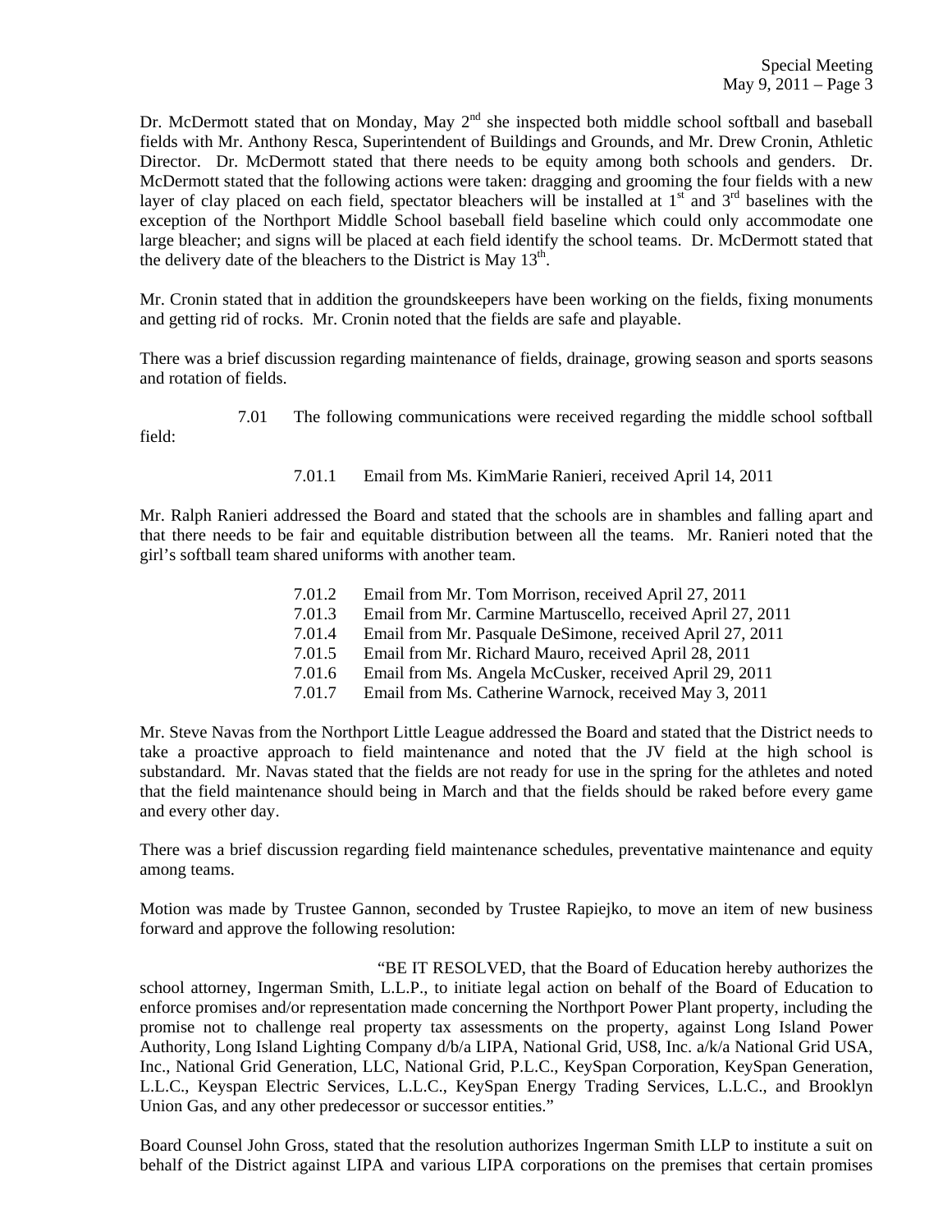Dr. McDermott stated that on Monday, May 2nd she inspected both middle school softball and baseball fields with Mr. Anthony Resca, Superintendent of Buildings and Grounds, and Mr. Drew Cronin, Athletic Director. Dr. McDermott stated that there needs to be equity among both schools and genders. Dr. McDermott stated that the following actions were taken: dragging and grooming the four fields with a new layer of clay placed on each field, spectator bleachers will be installed at 1st and 3rd baselines with the exception of the Northport Middle School baseball field baseline which could only accommodate one large bleacher; and signs will be placed at each field identify the school teams. Dr. McDermott stated that the delivery date of the bleachers to the District is May 13th.

Mr. Cronin stated that in addition the groundskeepers have been working on the fields, fixing monuments and getting rid of rocks. Mr. Cronin noted that the fields are safe and playable.

There was a brief discussion regarding maintenance of fields, drainage, growing season and sports seasons and rotation of fields.

7.01 The following communications were received regarding the middle school softball field:

7.01.1 Email from Ms. KimMarie Ranieri, received April 14, 2011

Mr. Ralph Ranieri addressed the Board and stated that the schools are in shambles and falling apart and that there needs to be fair and equitable distribution between all the teams. Mr. Ranieri noted that the girl's softball team shared uniforms with another team.

7.01.2 Email from Mr. Tom Morrison, received April 27, 2011
7.01.3 Email from Mr. Carmine Martuscello, received April 27, 2011
7.01.4 Email from Mr. Pasquale DeSimone, received April 27, 2011
7.01.5 Email from Mr. Richard Mauro, received April 28, 2011
7.01.6 Email from Ms. Angela McCusker, received April 29, 2011
7.01.7 Email from Ms. Catherine Warnock, received May 3, 2011

Mr. Steve Navas from the Northport Little League addressed the Board and stated that the District needs to take a proactive approach to field maintenance and noted that the JV field at the high school is substandard. Mr. Navas stated that the fields are not ready for use in the spring for the athletes and noted that the field maintenance should being in March and that the fields should be raked before every game and every other day.

There was a brief discussion regarding field maintenance schedules, preventative maintenance and equity among teams.

Motion was made by Trustee Gannon, seconded by Trustee Rapiejko, to move an item of new business forward and approve the following resolution:

"BE IT RESOLVED, that the Board of Education hereby authorizes the school attorney, Ingerman Smith, L.L.P., to initiate legal action on behalf of the Board of Education to enforce promises and/or representation made concerning the Northport Power Plant property, including the promise not to challenge real property tax assessments on the property, against Long Island Power Authority, Long Island Lighting Company d/b/a LIPA, National Grid, US8, Inc. a/k/a National Grid USA, Inc., National Grid Generation, LLC, National Grid, P.L.C., KeySpan Corporation, KeySpan Generation, L.L.C., Keyspan Electric Services, L.L.C., KeySpan Energy Trading Services, L.L.C., and Brooklyn Union Gas, and any other predecessor or successor entities."

Board Counsel John Gross, stated that the resolution authorizes Ingerman Smith LLP to institute a suit on behalf of the District against LIPA and various LIPA corporations on the premises that certain promises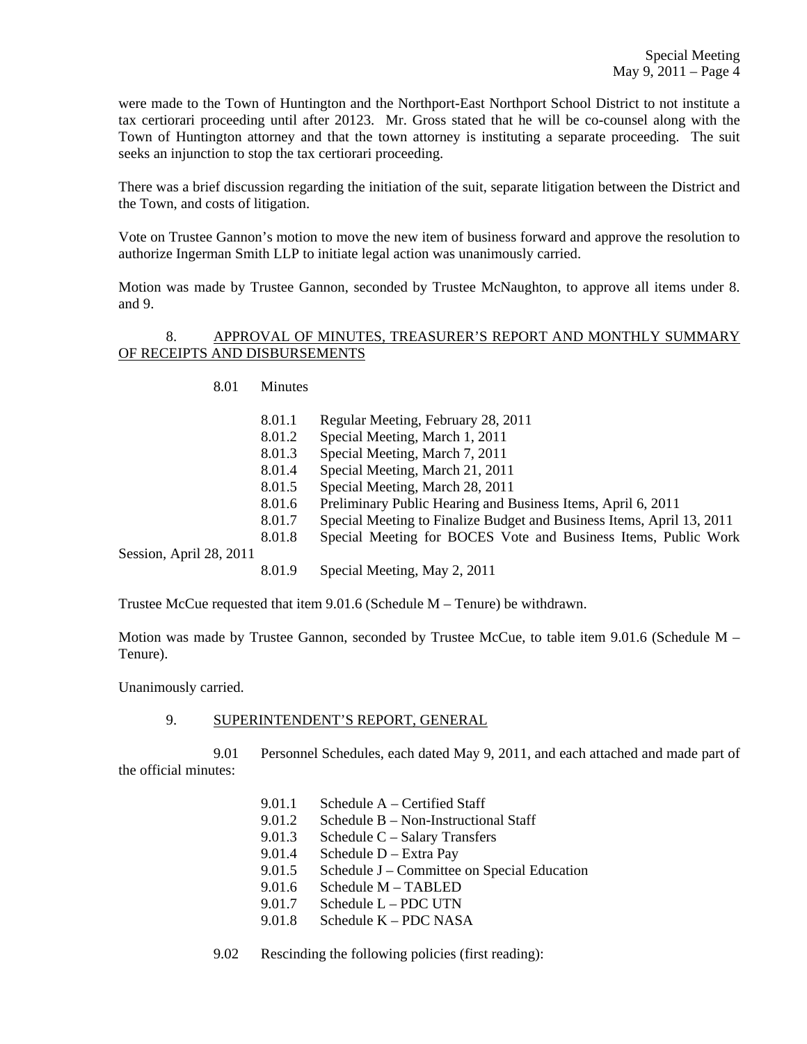were made to the Town of Huntington and the Northport-East Northport School District to not institute a tax certiorari proceeding until after 20123. Mr. Gross stated that he will be co-counsel along with the Town of Huntington attorney and that the town attorney is instituting a separate proceeding. The suit seeks an injunction to stop the tax certiorari proceeding.

There was a brief discussion regarding the initiation of the suit, separate litigation between the District and the Town, and costs of litigation.

Vote on Trustee Gannon's motion to move the new item of business forward and approve the resolution to authorize Ingerman Smith LLP to initiate legal action was unanimously carried.

Motion was made by Trustee Gannon, seconded by Trustee McNaughton, to approve all items under 8. and 9.

8. <u>APPROVAL OF MINUTES, TREASURER'S REPORT AND MONTHLY SUMMARY OF RECEIPTS AND DISBURSEMENTS</u>

8.01 Minutes

- 8.01.1 Regular Meeting, February 28, 2011
- 8.01.2 Special Meeting, March 1, 2011
- 8.01.3 Special Meeting, March 7, 2011
- 8.01.4 Special Meeting, March 21, 2011
- 8.01.5 Special Meeting, March 28, 2011
- 8.01.6 Preliminary Public Hearing and Business Items, April 6, 2011
- 8.01.7 Special Meeting to Finalize Budget and Business Items, April 13, 2011
- 8.01.8 Special Meeting for BOCES Vote and Business Items, Public Work Session, April 28, 2011
- 8.01.9 Special Meeting, May 2, 2011

Trustee McCue requested that item 9.01.6 (Schedule M – Tenure) be withdrawn.

Motion was made by Trustee Gannon, seconded by Trustee McCue, to table item 9.01.6 (Schedule M – Tenure).

Unanimously carried.

9. <u>SUPERINTENDENT'S REPORT, GENERAL</u>

9.01 Personnel Schedules, each dated May 9, 2011, and each attached and made part of the official minutes:

- 9.01.1 Schedule A – Certified Staff
- 9.01.2 Schedule B – Non-Instructional Staff
- 9.01.3 Schedule C – Salary Transfers
- 9.01.4 Schedule D – Extra Pay
- 9.01.5 Schedule J – Committee on Special Education
- 9.01.6 Schedule M – TABLED
- 9.01.7 Schedule L – PDC UTN
- 9.01.8 Schedule K – PDC NASA

9.02 Rescinding the following policies (first reading):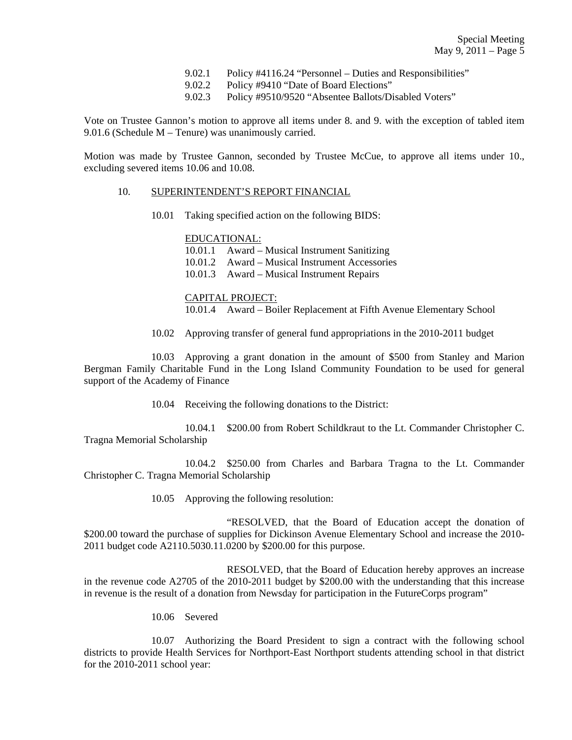9.02.1 Policy #4116.24 "Personnel – Duties and Responsibilities"
9.02.2 Policy #9410 "Date of Board Elections"
9.02.3 Policy #9510/9520 "Absentee Ballots/Disabled Voters"

Vote on Trustee Gannon's motion to approve all items under 8. and 9. with the exception of tabled item 9.01.6 (Schedule M – Tenure) was unanimously carried.

Motion was made by Trustee Gannon, seconded by Trustee McCue, to approve all items under 10., excluding severed items 10.06 and 10.08.

10. SUPERINTENDENT'S REPORT FINANCIAL

10.01 Taking specified action on the following BIDS:

EDUCATIONAL:
10.01.1 Award – Musical Instrument Sanitizing
10.01.2 Award – Musical Instrument Accessories
10.01.3 Award – Musical Instrument Repairs

CAPITAL PROJECT:
10.01.4 Award – Boiler Replacement at Fifth Avenue Elementary School

10.02 Approving transfer of general fund appropriations in the 2010-2011 budget

10.03 Approving a grant donation in the amount of $500 from Stanley and Marion Bergman Family Charitable Fund in the Long Island Community Foundation to be used for general support of the Academy of Finance

10.04 Receiving the following donations to the District:

10.04.1 $200.00 from Robert Schildkraut to the Lt. Commander Christopher C. Tragna Memorial Scholarship

10.04.2 $250.00 from Charles and Barbara Tragna to the Lt. Commander Christopher C. Tragna Memorial Scholarship

10.05 Approving the following resolution:

"RESOLVED, that the Board of Education accept the donation of $200.00 toward the purchase of supplies for Dickinson Avenue Elementary School and increase the 2010-2011 budget code A2110.5030.11.0200 by $200.00 for this purpose.

RESOLVED, that the Board of Education hereby approves an increase in the revenue code A2705 of the 2010-2011 budget by $200.00 with the understanding that this increase in revenue is the result of a donation from Newsday for participation in the FutureCorps program"

10.06 Severed

10.07 Authorizing the Board President to sign a contract with the following school districts to provide Health Services for Northport-East Northport students attending school in that district for the 2010-2011 school year: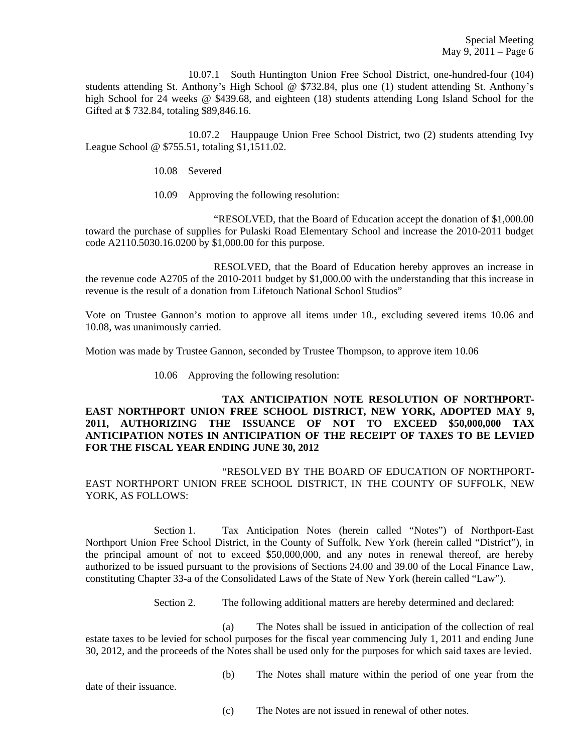10.07.1 South Huntington Union Free School District, one-hundred-four (104) students attending St. Anthony's High School @ $732.84, plus one (1) student attending St. Anthony's high School for 24 weeks @ $439.68, and eighteen (18) students attending Long Island School for the Gifted at $ 732.84, totaling $89,846.16.

10.07.2 Hauppauge Union Free School District, two (2) students attending Ivy League School @ $755.51, totaling $1,1511.02.

10.08 Severed

10.09 Approving the following resolution:

"RESOLVED, that the Board of Education accept the donation of $1,000.00 toward the purchase of supplies for Pulaski Road Elementary School and increase the 2010-2011 budget code A2110.5030.16.0200 by $1,000.00 for this purpose.

RESOLVED, that the Board of Education hereby approves an increase in the revenue code A2705 of the 2010-2011 budget by $1,000.00 with the understanding that this increase in revenue is the result of a donation from Lifetouch National School Studios"

Vote on Trustee Gannon's motion to approve all items under 10., excluding severed items 10.06 and 10.08, was unanimously carried.

Motion was made by Trustee Gannon, seconded by Trustee Thompson, to approve item 10.06

10.06 Approving the following resolution:

**TAX ANTICIPATION NOTE RESOLUTION OF NORTHPORT-EAST NORTHPORT UNION FREE SCHOOL DISTRICT, NEW YORK, ADOPTED MAY 9, 2011, AUTHORIZING THE ISSUANCE OF NOT TO EXCEED $50,000,000 TAX ANTICIPATION NOTES IN ANTICIPATION OF THE RECEIPT OF TAXES TO BE LEVIED FOR THE FISCAL YEAR ENDING JUNE 30, 2012**

"RESOLVED BY THE BOARD OF EDUCATION OF NORTHPORT-EAST NORTHPORT UNION FREE SCHOOL DISTRICT, IN THE COUNTY OF SUFFOLK, NEW YORK, AS FOLLOWS:

Section 1. Tax Anticipation Notes (herein called "Notes") of Northport-East Northport Union Free School District, in the County of Suffolk, New York (herein called "District"), in the principal amount of not to exceed $50,000,000, and any notes in renewal thereof, are hereby authorized to be issued pursuant to the provisions of Sections 24.00 and 39.00 of the Local Finance Law, constituting Chapter 33-a of the Consolidated Laws of the State of New York (herein called "Law").

Section 2. The following additional matters are hereby determined and declared:

(a) The Notes shall be issued in anticipation of the collection of real estate taxes to be levied for school purposes for the fiscal year commencing July 1, 2011 and ending June 30, 2012, and the proceeds of the Notes shall be used only for the purposes for which said taxes are levied.

(b) The Notes shall mature within the period of one year from the date of their issuance.

(c) The Notes are not issued in renewal of other notes.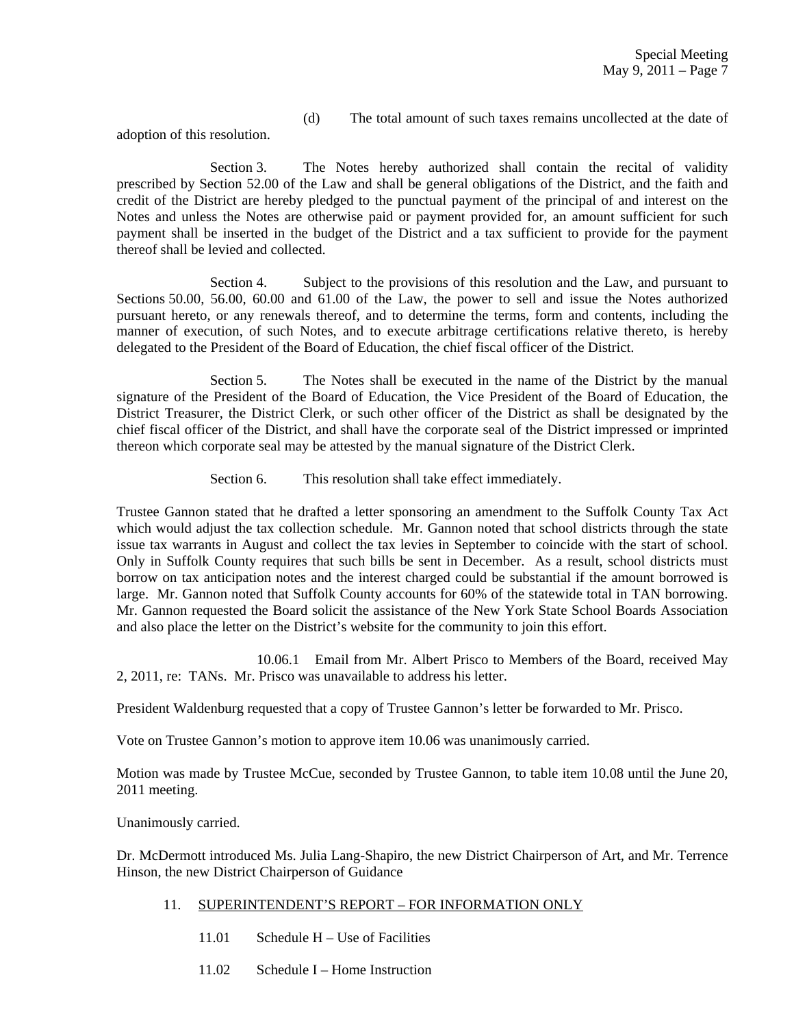(d) The total amount of such taxes remains uncollected at the date of adoption of this resolution.

Section 3. The Notes hereby authorized shall contain the recital of validity prescribed by Section 52.00 of the Law and shall be general obligations of the District, and the faith and credit of the District are hereby pledged to the punctual payment of the principal of and interest on the Notes and unless the Notes are otherwise paid or payment provided for, an amount sufficient for such payment shall be inserted in the budget of the District and a tax sufficient to provide for the payment thereof shall be levied and collected.

Section 4. Subject to the provisions of this resolution and the Law, and pursuant to Sections 50.00, 56.00, 60.00 and 61.00 of the Law, the power to sell and issue the Notes authorized pursuant hereto, or any renewals thereof, and to determine the terms, form and contents, including the manner of execution, of such Notes, and to execute arbitrage certifications relative thereto, is hereby delegated to the President of the Board of Education, the chief fiscal officer of the District.

Section 5. The Notes shall be executed in the name of the District by the manual signature of the President of the Board of Education, the Vice President of the Board of Education, the District Treasurer, the District Clerk, or such other officer of the District as shall be designated by the chief fiscal officer of the District, and shall have the corporate seal of the District impressed or imprinted thereon which corporate seal may be attested by the manual signature of the District Clerk.

Section 6. This resolution shall take effect immediately.

Trustee Gannon stated that he drafted a letter sponsoring an amendment to the Suffolk County Tax Act which would adjust the tax collection schedule. Mr. Gannon noted that school districts through the state issue tax warrants in August and collect the tax levies in September to coincide with the start of school. Only in Suffolk County requires that such bills be sent in December. As a result, school districts must borrow on tax anticipation notes and the interest charged could be substantial if the amount borrowed is large. Mr. Gannon noted that Suffolk County accounts for 60% of the statewide total in TAN borrowing. Mr. Gannon requested the Board solicit the assistance of the New York State School Boards Association and also place the letter on the District's website for the community to join this effort.

10.06.1 Email from Mr. Albert Prisco to Members of the Board, received May 2, 2011, re: TANs. Mr. Prisco was unavailable to address his letter.

President Waldenburg requested that a copy of Trustee Gannon's letter be forwarded to Mr. Prisco.

Vote on Trustee Gannon's motion to approve item 10.06 was unanimously carried.

Motion was made by Trustee McCue, seconded by Trustee Gannon, to table item 10.08 until the June 20, 2011 meeting.

Unanimously carried.

Dr. McDermott introduced Ms. Julia Lang-Shapiro, the new District Chairperson of Art, and Mr. Terrence Hinson, the new District Chairperson of Guidance

11. SUPERINTENDENT'S REPORT – FOR INFORMATION ONLY

    11.01 Schedule H – Use of Facilities

    11.02 Schedule I – Home Instruction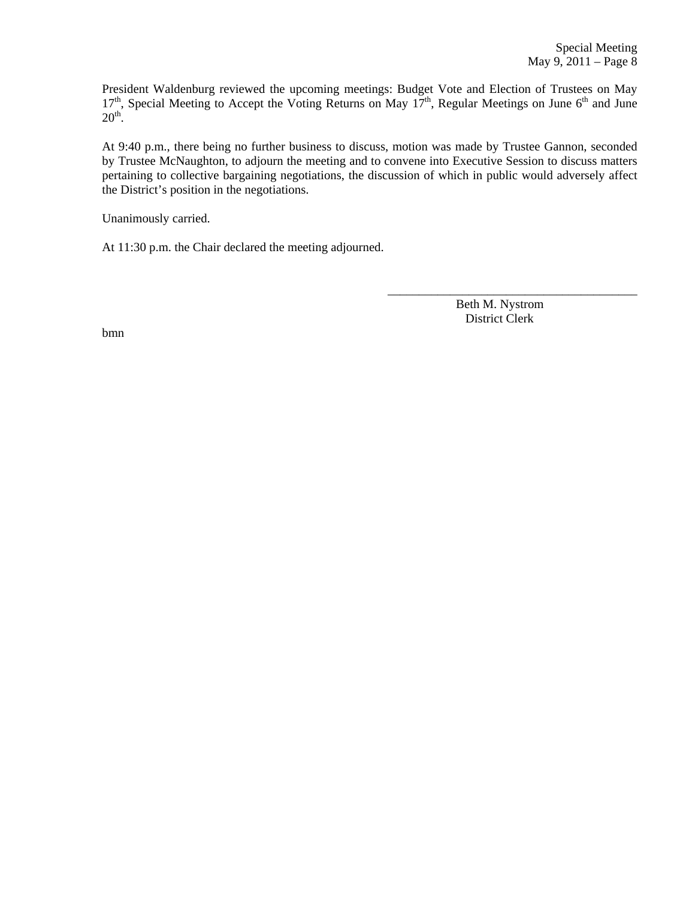President Waldenburg reviewed the upcoming meetings: Budget Vote and Election of Trustees on May 17th, Special Meeting to Accept the Voting Returns on May 17th, Regular Meetings on June 6th and June 20th.

At 9:40 p.m., there being no further business to discuss, motion was made by Trustee Gannon, seconded by Trustee McNaughton, to adjourn the meeting and to convene into Executive Session to discuss matters pertaining to collective bargaining negotiations, the discussion of which in public would adversely affect the District's position in the negotiations.

Unanimously carried.

At 11:30 p.m. the Chair declared the meeting adjourned.

\_\_\_\_\_\_\_\_\_\_\_\_\_\_\_\_\_\_\_\_\_\_\_\_\_\_\_\_\_\_\_\_\_\_\_\_\_\_\_\_

Beth M. Nystrom
District Clerk

bmn